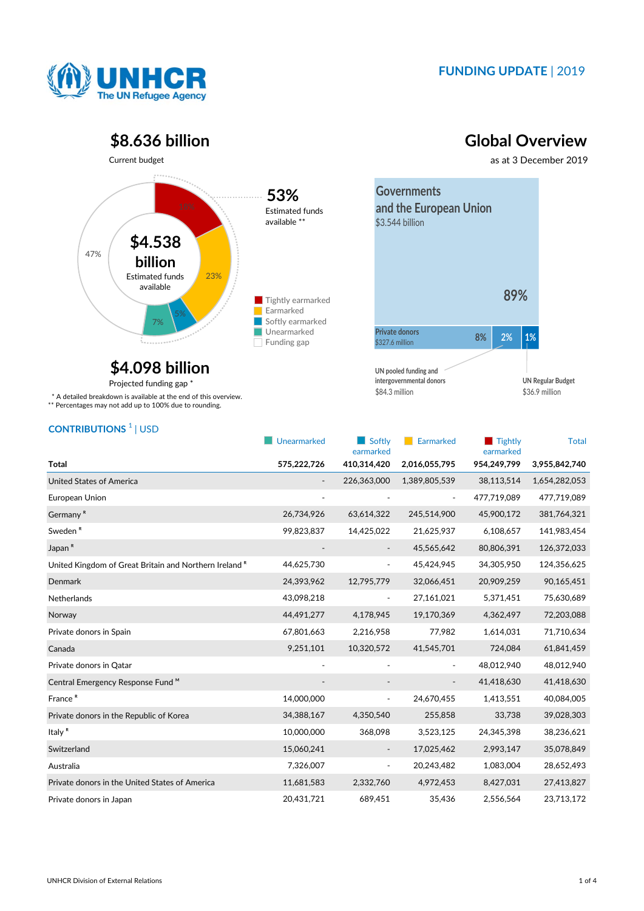# FUNDING UPDATE | 2019

## Global Overview

as at 3 December 2019

## $8.636 billion

Current budget

**$4.538 billion**
Estimated funds available

**53%**
Estimated funds available **

47%
16%
23%
5%
7%

- Tightly earmarked
- Earmarked
- Softly earmarked
- Unearmarked
- Funding gap

## $4.098 billion

Projected funding gap *

\* A detailed breakdown is available at the end of this overview.
** Percentages may not add up to 100% due to rounding.

**Governments and the European Union**
$3.544 billion
89%

**Private donors**
$327.6 million
8%

2% — UN pooled funding and intergovernmental donors $84.3 million

1% — UN Regular Budget $36.9 million

## CONTRIBUTIONS [1] | USD

| | Unearmarked | Softly earmarked | Earmarked | Tightly earmarked | Total |
|---|---|---|---|---|---|
| **Total** | **575,222,726** | **410,314,420** | **2,016,055,795** | **954,249,799** | **3,955,842,740** |
| United States of America | - | 226,363,000 | 1,389,805,539 | 38,113,514 | 1,654,282,053 |
| European Union | - | - | - | 477,719,089 | 477,719,089 |
| Germany R | 26,734,926 | 63,614,322 | 245,514,900 | 45,900,172 | 381,764,321 |
| Sweden R | 99,823,837 | 14,425,022 | 21,625,937 | 6,108,657 | 141,983,454 |
| Japan R | - | - | 45,565,642 | 80,806,391 | 126,372,033 |
| United Kingdom of Great Britain and Northern Ireland R | 44,625,730 | - | 45,424,945 | 34,305,950 | 124,356,625 |
| Denmark | 24,393,962 | 12,795,779 | 32,066,451 | 20,909,259 | 90,165,451 |
| Netherlands | 43,098,218 | - | 27,161,021 | 5,371,451 | 75,630,689 |
| Norway | 44,491,277 | 4,178,945 | 19,170,369 | 4,362,497 | 72,203,088 |
| Private donors in Spain | 67,801,663 | 2,216,958 | 77,982 | 1,614,031 | 71,710,634 |
| Canada | 9,251,101 | 10,320,572 | 41,545,701 | 724,084 | 61,841,459 |
| Private donors in Qatar | - | - | - | 48,012,940 | 48,012,940 |
| Central Emergency Response Fund M | - | - | - | 41,418,630 | 41,418,630 |
| France R | 14,000,000 | - | 24,670,455 | 1,413,551 | 40,084,005 |
| Private donors in the Republic of Korea | 34,388,167 | 4,350,540 | 255,858 | 33,738 | 39,028,303 |
| Italy R | 10,000,000 | 368,098 | 3,523,125 | 24,345,398 | 38,236,621 |
| Switzerland | 15,060,241 | - | 17,025,462 | 2,993,147 | 35,078,849 |
| Australia | 7,326,007 | - | 20,243,482 | 1,083,004 | 28,652,493 |
| Private donors in the United States of America | 11,681,583 | 2,332,760 | 4,972,453 | 8,427,031 | 27,413,827 |
| Private donors in Japan | 20,431,721 | 689,451 | 35,436 | 2,556,564 | 23,713,172 |

UNHCR Division of External Relations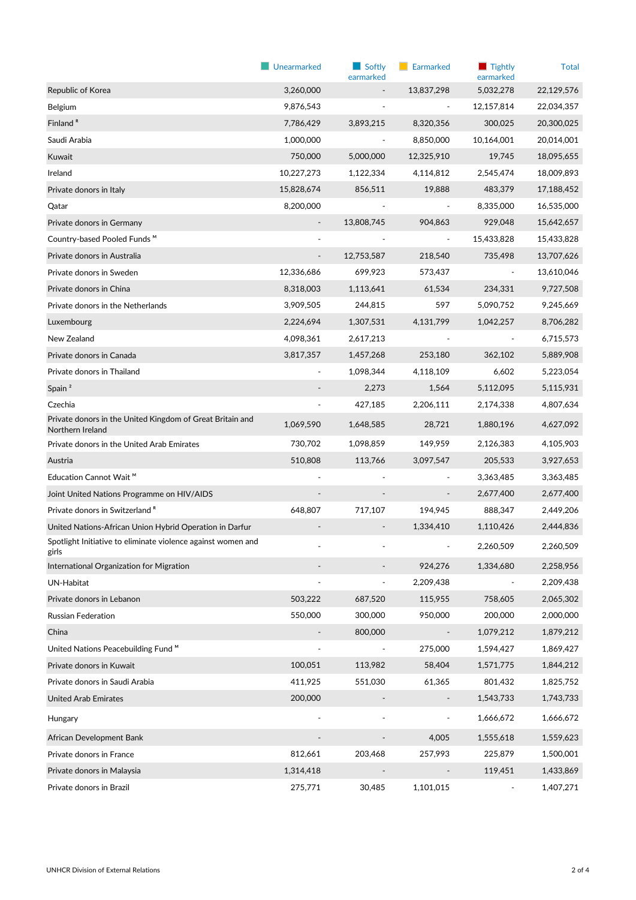| | Unearmarked | Softly earmarked | Earmarked | Tightly earmarked | Total |
|---|---|---|---|---|---|
| Republic of Korea | 3,260,000 | - | 13,837,298 | 5,032,278 | 22,129,576 |
| Belgium | 9,876,543 | - | - | 12,157,814 | 22,034,357 |
| Finland [R] | 7,786,429 | 3,893,215 | 8,320,356 | 300,025 | 20,300,025 |
| Saudi Arabia | 1,000,000 | - | 8,850,000 | 10,164,001 | 20,014,001 |
| Kuwait | 750,000 | 5,000,000 | 12,325,910 | 19,745 | 18,095,655 |
| Ireland | 10,227,273 | 1,122,334 | 4,114,812 | 2,545,474 | 18,009,893 |
| Private donors in Italy | 15,828,674 | 856,511 | 19,888 | 483,379 | 17,188,452 |
| Qatar | 8,200,000 | - | - | 8,335,000 | 16,535,000 |
| Private donors in Germany | - | 13,808,745 | 904,863 | 929,048 | 15,642,657 |
| Country-based Pooled Funds [M] | - | - | - | 15,433,828 | 15,433,828 |
| Private donors in Australia | - | 12,753,587 | 218,540 | 735,498 | 13,707,626 |
| Private donors in Sweden | 12,336,686 | 699,923 | 573,437 | - | 13,610,046 |
| Private donors in China | 8,318,003 | 1,113,641 | 61,534 | 234,331 | 9,727,508 |
| Private donors in the Netherlands | 3,909,505 | 244,815 | 597 | 5,090,752 | 9,245,669 |
| Luxembourg | 2,224,694 | 1,307,531 | 4,131,799 | 1,042,257 | 8,706,282 |
| New Zealand | 4,098,361 | 2,617,213 | - | - | 6,715,573 |
| Private donors in Canada | 3,817,357 | 1,457,268 | 253,180 | 362,102 | 5,889,908 |
| Private donors in Thailand | - | 1,098,344 | 4,118,109 | 6,602 | 5,223,054 |
| Spain [2] | - | 2,273 | 1,564 | 5,112,095 | 5,115,931 |
| Czechia | - | 427,185 | 2,206,111 | 2,174,338 | 4,807,634 |
| Private donors in the United Kingdom of Great Britain and Northern Ireland | 1,069,590 | 1,648,585 | 28,721 | 1,880,196 | 4,627,092 |
| Private donors in the United Arab Emirates | 730,702 | 1,098,859 | 149,959 | 2,126,383 | 4,105,903 |
| Austria | 510,808 | 113,766 | 3,097,547 | 205,533 | 3,927,653 |
| Education Cannot Wait [M] | - | - | - | 3,363,485 | 3,363,485 |
| Joint United Nations Programme on HIV/AIDS | - | - | - | 2,677,400 | 2,677,400 |
| Private donors in Switzerland [R] | 648,807 | 717,107 | 194,945 | 888,347 | 2,449,206 |
| United Nations-African Union Hybrid Operation in Darfur | - | - | 1,334,410 | 1,110,426 | 2,444,836 |
| Spotlight Initiative to eliminate violence against women and girls | - | - | - | 2,260,509 | 2,260,509 |
| International Organization for Migration | - | - | 924,276 | 1,334,680 | 2,258,956 |
| UN-Habitat | - | - | 2,209,438 | - | 2,209,438 |
| Private donors in Lebanon | 503,222 | 687,520 | 115,955 | 758,605 | 2,065,302 |
| Russian Federation | 550,000 | 300,000 | 950,000 | 200,000 | 2,000,000 |
| China | - | 800,000 | - | 1,079,212 | 1,879,212 |
| United Nations Peacebuilding Fund [M] | - | - | 275,000 | 1,594,427 | 1,869,427 |
| Private donors in Kuwait | 100,051 | 113,982 | 58,404 | 1,571,775 | 1,844,212 |
| Private donors in Saudi Arabia | 411,925 | 551,030 | 61,365 | 801,432 | 1,825,752 |
| United Arab Emirates | 200,000 | - | - | 1,543,733 | 1,743,733 |
| Hungary | - | - | - | 1,666,672 | 1,666,672 |
| African Development Bank | - | - | 4,005 | 1,555,618 | 1,559,623 |
| Private donors in France | 812,661 | 203,468 | 257,993 | 225,879 | 1,500,001 |
| Private donors in Malaysia | 1,314,418 | - | - | 119,451 | 1,433,869 |
| Private donors in Brazil | 275,771 | 30,485 | 1,101,015 | - | 1,407,271 |

UNHCR Division of External Relations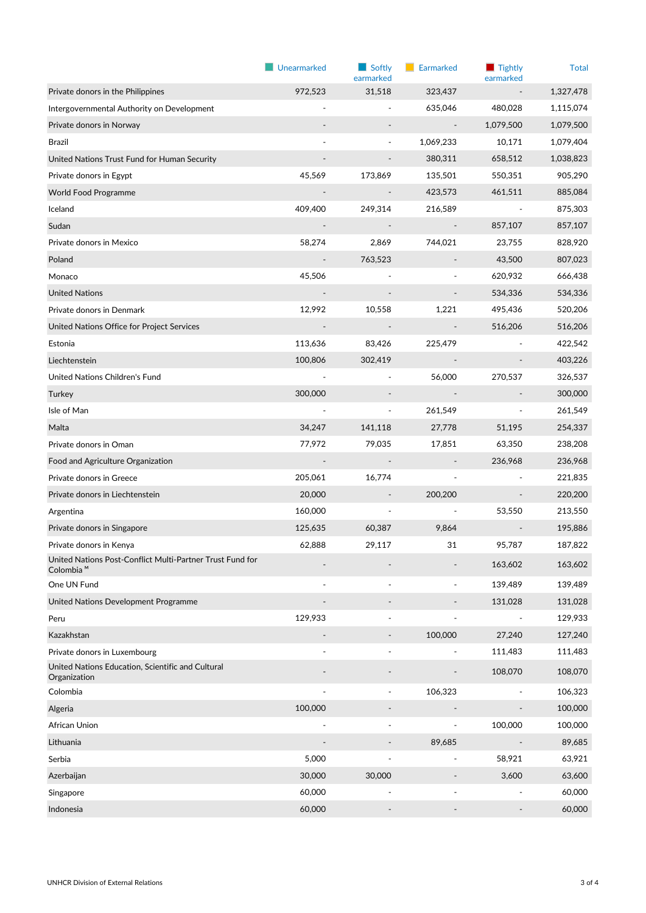| | Unearmarked | Softly earmarked | Earmarked | Tightly earmarked | Total |
|---|---|---|---|---|---|
| Private donors in the Philippines | 972,523 | 31,518 | 323,437 | - | 1,327,478 |
| Intergovernmental Authority on Development | - | - | 635,046 | 480,028 | 1,115,074 |
| Private donors in Norway | - | - | - | 1,079,500 | 1,079,500 |
| Brazil | - | - | 1,069,233 | 10,171 | 1,079,404 |
| United Nations Trust Fund for Human Security | - | - | 380,311 | 658,512 | 1,038,823 |
| Private donors in Egypt | 45,569 | 173,869 | 135,501 | 550,351 | 905,290 |
| World Food Programme | - | - | 423,573 | 461,511 | 885,084 |
| Iceland | 409,400 | 249,314 | 216,589 | - | 875,303 |
| Sudan | - | - | - | 857,107 | 857,107 |
| Private donors in Mexico | 58,274 | 2,869 | 744,021 | 23,755 | 828,920 |
| Poland | - | 763,523 | - | 43,500 | 807,023 |
| Monaco | 45,506 | - | - | 620,932 | 666,438 |
| United Nations | - | - | - | 534,336 | 534,336 |
| Private donors in Denmark | 12,992 | 10,558 | 1,221 | 495,436 | 520,206 |
| United Nations Office for Project Services | - | - | - | 516,206 | 516,206 |
| Estonia | 113,636 | 83,426 | 225,479 | - | 422,542 |
| Liechtenstein | 100,806 | 302,419 | - | - | 403,226 |
| United Nations Children's Fund | - | - | 56,000 | 270,537 | 326,537 |
| Turkey | 300,000 | - | - | - | 300,000 |
| Isle of Man | - | - | 261,549 | - | 261,549 |
| Malta | 34,247 | 141,118 | 27,778 | 51,195 | 254,337 |
| Private donors in Oman | 77,972 | 79,035 | 17,851 | 63,350 | 238,208 |
| Food and Agriculture Organization | - | - | - | 236,968 | 236,968 |
| Private donors in Greece | 205,061 | 16,774 | - | - | 221,835 |
| Private donors in Liechtenstein | 20,000 | - | 200,200 | - | 220,200 |
| Argentina | 160,000 | - | - | 53,550 | 213,550 |
| Private donors in Singapore | 125,635 | 60,387 | 9,864 | - | 195,886 |
| Private donors in Kenya | 62,888 | 29,117 | 31 | 95,787 | 187,822 |
| United Nations Post-Conflict Multi-Partner Trust Fund for Colombia ᴹ | - | - | - | 163,602 | 163,602 |
| One UN Fund | - | - | - | 139,489 | 139,489 |
| United Nations Development Programme | - | - | - | 131,028 | 131,028 |
| Peru | 129,933 | - | - | - | 129,933 |
| Kazakhstan | - | - | 100,000 | 27,240 | 127,240 |
| Private donors in Luxembourg | - | - | - | 111,483 | 111,483 |
| United Nations Education, Scientific and Cultural Organization | - | - | - | 108,070 | 108,070 |
| Colombia | - | - | 106,323 | - | 106,323 |
| Algeria | 100,000 | - | - | - | 100,000 |
| African Union | - | - | - | 100,000 | 100,000 |
| Lithuania | - | - | 89,685 | - | 89,685 |
| Serbia | 5,000 | - | - | 58,921 | 63,921 |
| Azerbaijan | 30,000 | 30,000 | - | 3,600 | 63,600 |
| Singapore | 60,000 | - | - | - | 60,000 |
| Indonesia | 60,000 | - | - | - | 60,000 |

UNHCR Division of External Relations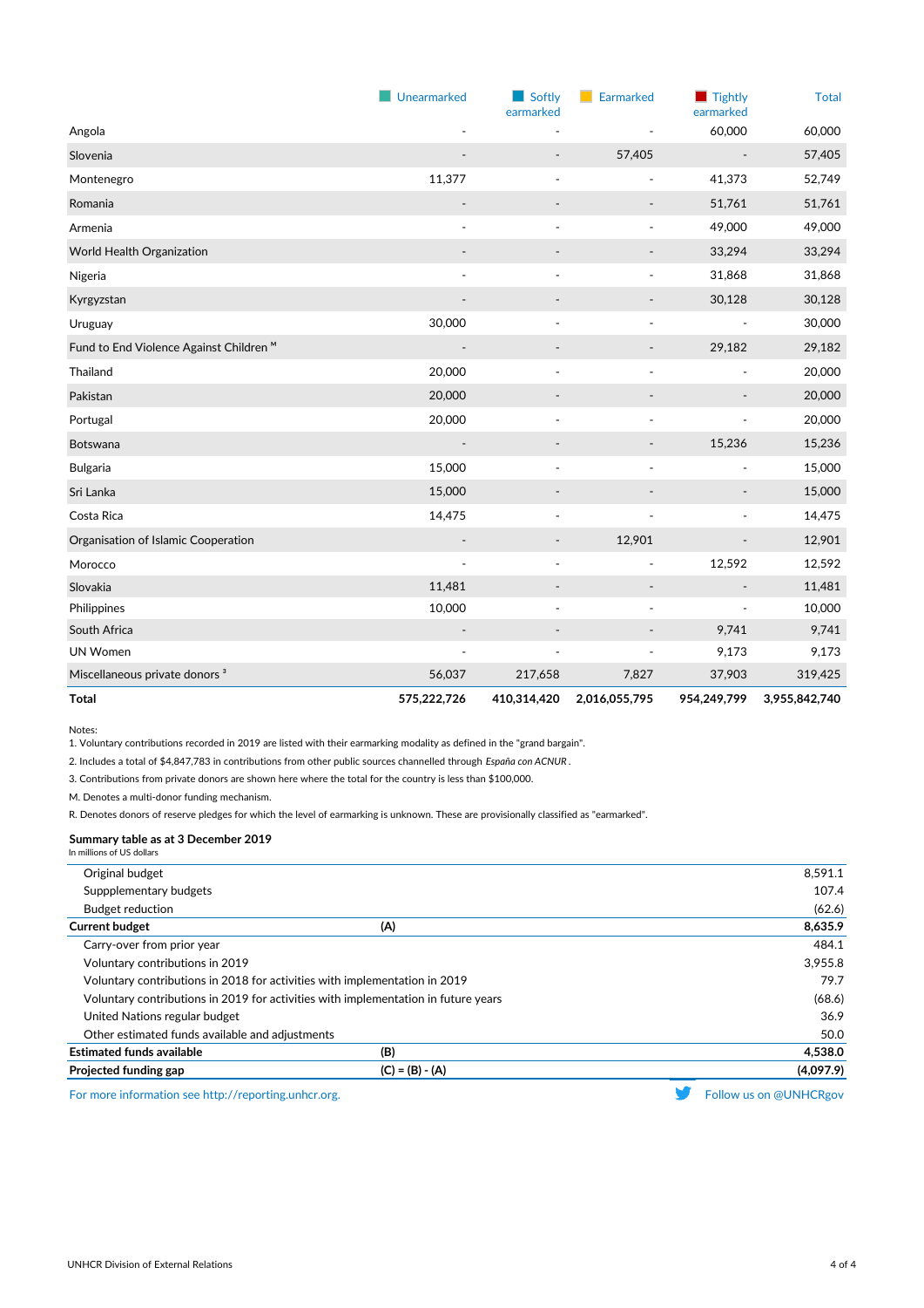| | Unearmarked | Softly earmarked | Earmarked | Tightly earmarked | Total |
|---|---|---|---|---|---|
| Angola | - | - | - | 60,000 | 60,000 |
| Slovenia | - | - | 57,405 | - | 57,405 |
| Montenegro | 11,377 | - | - | 41,373 | 52,749 |
| Romania | - | - | - | 51,761 | 51,761 |
| Armenia | - | - | - | 49,000 | 49,000 |
| World Health Organization | - | - | - | 33,294 | 33,294 |
| Nigeria | - | - | - | 31,868 | 31,868 |
| Kyrgyzstan | - | - | - | 30,128 | 30,128 |
| Uruguay | 30,000 | - | - | - | 30,000 |
| Fund to End Violence Against Children [M] | - | - | - | 29,182 | 29,182 |
| Thailand | 20,000 | - | - | - | 20,000 |
| Pakistan | 20,000 | - | - | - | 20,000 |
| Portugal | 20,000 | - | - | - | 20,000 |
| Botswana | - | - | - | 15,236 | 15,236 |
| Bulgaria | 15,000 | - | - | - | 15,000 |
| Sri Lanka | 15,000 | - | - | - | 15,000 |
| Costa Rica | 14,475 | - | - | - | 14,475 |
| Organisation of Islamic Cooperation | - | - | 12,901 | - | 12,901 |
| Morocco | - | - | - | 12,592 | 12,592 |
| Slovakia | 11,481 | - | - | - | 11,481 |
| Philippines | 10,000 | - | - | - | 10,000 |
| South Africa | - | - | - | 9,741 | 9,741 |
| UN Women | - | - | - | 9,173 | 9,173 |
| Miscellaneous private donors [3] | 56,037 | 217,658 | 7,827 | 37,903 | 319,425 |
| **Total** | **575,222,726** | **410,314,420** | **2,016,055,795** | **954,249,799** | **3,955,842,740** |

Notes:

1. Voluntary contributions recorded in 2019 are listed with their earmarking modality as defined in the "grand bargain".
2. Includes a total of $4,847,783 in contributions from other public sources channelled through *España con ACNUR*.
3. Contributions from private donors are shown here where the total for the country is less than $100,000.

M. Denotes a multi-donor funding mechanism.

R. Denotes donors of reserve pledges for which the level of earmarking is unknown. These are provisionally classified as "earmarked".

**Summary table as at 3 December 2019**

In millions of US dollars

| | | |
|---|---|---|
| Original budget | | 8,591.1 |
| Suppplementary budgets | | 107.4 |
| Budget reduction | | (62.6) |
| **Current budget** | **(A)** | **8,635.9** |
| Carry-over from prior year | | 484.1 |
| Voluntary contributions in 2019 | | 3,955.8 |
| Voluntary contributions in 2018 for activities with implementation in 2019 | | 79.7 |
| Voluntary contributions in 2019 for activities with implementation in future years | | (68.6) |
| United Nations regular budget | | 36.9 |
| Other estimated funds available and adjustments | | 50.0 |
| **Estimated funds available** | **(B)** | **4,538.0** |
| **Projected funding gap** | **(C) = (B) - (A)** | **(4,097.9)** |

For more information see http://reporting.unhcr.org.

Follow us on @UNHCRgov

UNHCR Division of External Relations